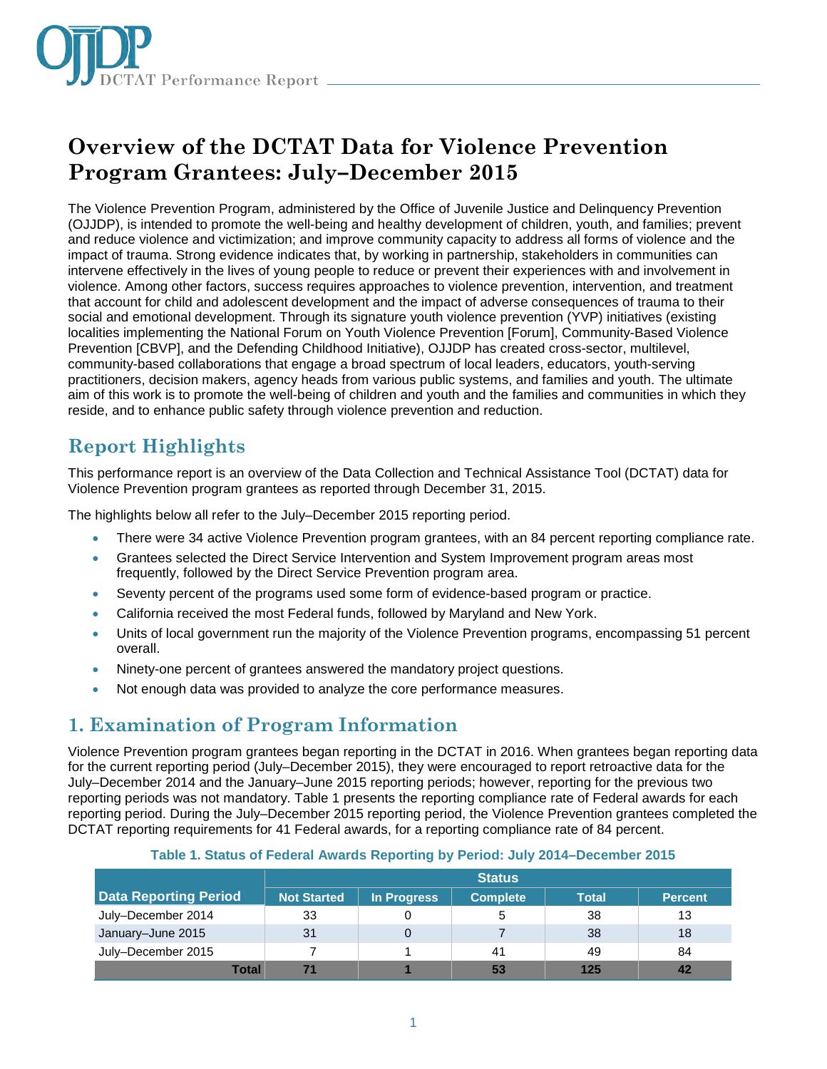# Overview of the DCTAT Data for Violence Prevention Program Grantees: July–December 2015

The Violence Prevention Program, administered by the Office of Juvenile Justice and Delinquency Prevention (OJJDP), is intended to promote the well-being and healthy development of children, youth, and families; prevent and reduce violence and victimization; and improve community capacity to address all forms of violence and the impact of trauma. Strong evidence indicates that, by working in partnership, stakeholders in communities can intervene effectively in the lives of young people to reduce or prevent their experiences with and involvement in violence. Among other factors, success requires approaches to violence prevention, intervention, and treatment that account for child and adolescent development and the impact of adverse consequences of trauma to their social and emotional development. Through its signature youth violence prevention (YVP) initiatives (existing localities implementing the National Forum on Youth Violence Prevention [Forum], Community-Based Violence Prevention [CBVP], and the Defending Childhood Initiative), OJJDP has created cross-sector, multilevel, community-based collaborations that engage a broad spectrum of local leaders, educators, youth-serving practitioners, decision makers, agency heads from various public systems, and families and youth. The ultimate aim of this work is to promote the well-being of children and youth and the families and communities in which they reside, and to enhance public safety through violence prevention and reduction.

## Report Highlights

This performance report is an overview of the Data Collection and Technical Assistance Tool (DCTAT) data for Violence Prevention program grantees as reported through December 31, 2015.

The highlights below all refer to the July–December 2015 reporting period.

- There were 34 active Violence Prevention program grantees, with an 84 percent reporting compliance rate.
- Grantees selected the Direct Service Intervention and System Improvement program areas most frequently, followed by the Direct Service Prevention program area.
- Seventy percent of the programs used some form of evidence-based program or practice.
- California received the most Federal funds, followed by Maryland and New York.
- Units of local government run the majority of the Violence Prevention programs, encompassing 51 percent overall.
- Ninety-one percent of grantees answered the mandatory project questions.
- Not enough data was provided to analyze the core performance measures.

## 1. Examination of Program Information

Violence Prevention program grantees began reporting in the DCTAT in 2016. When grantees began reporting data for the current reporting period (July–December 2015), they were encouraged to report retroactive data for the July–December 2014 and the January–June 2015 reporting periods; however, reporting for the previous two reporting periods was not mandatory. Table 1 presents the reporting compliance rate of Federal awards for each reporting period. During the July–December 2015 reporting period, the Violence Prevention grantees completed the DCTAT reporting requirements for 41 Federal awards, for a reporting compliance rate of 84 percent.

**Table 1. Status of Federal Awards Reporting by Period: July 2014–December 2015**

| | Status | | | | |
|---|---|---|---|---|---|
| **Data Reporting Period** | **Not Started** | **In Progress** | **Complete** | **Total** | **Percent** |
| July–December 2014 | 33 | 0 | 5 | 38 | 13 |
| January–June 2015 | 31 | 0 | 7 | 38 | 18 |
| July–December 2015 | 7 | 1 | 41 | 49 | 84 |
| **Total** | **71** | **1** | **53** | **125** | **42** |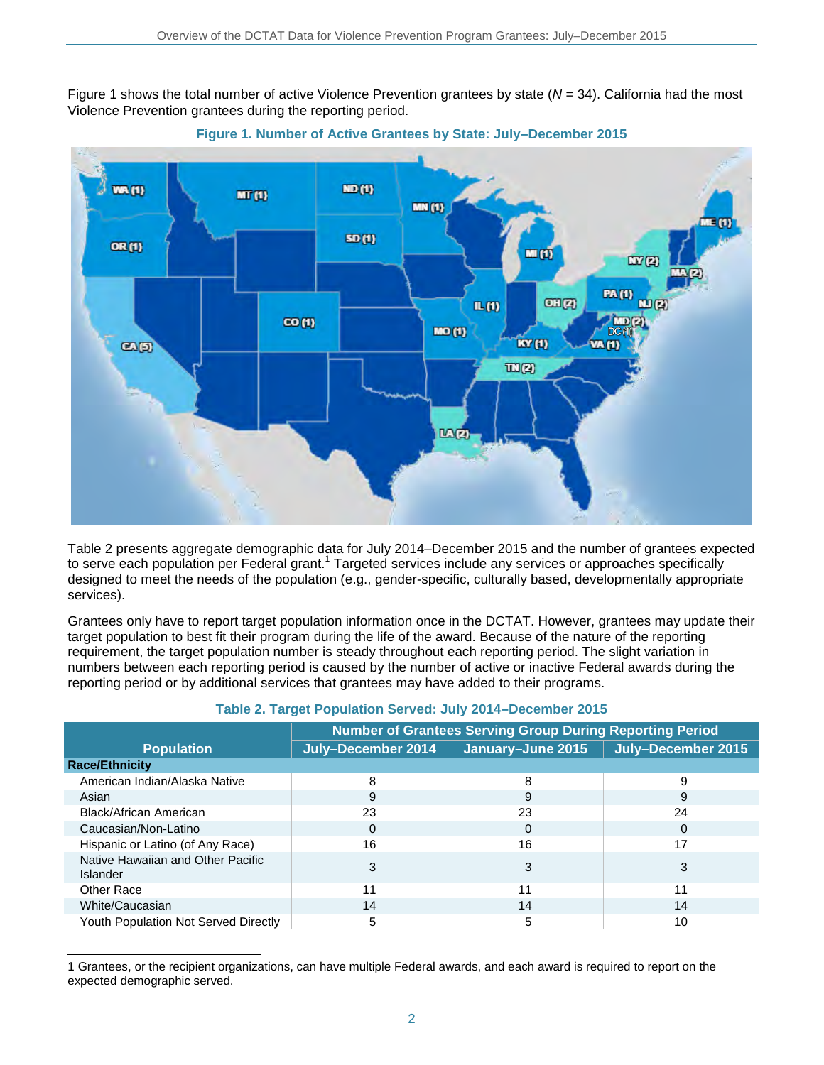Figure 1 shows the total number of active Violence Prevention grantees by state ($N$ = 34). California had the most Violence Prevention grantees during the reporting period.

**Figure 1. Number of Active Grantees by State: July–December 2015**

Table 2 presents aggregate demographic data for July 2014–December 2015 and the number of grantees expected to serve each population per Federal grant.[1] Targeted services include any services or approaches specifically designed to meet the needs of the population (e.g., gender-specific, culturally based, developmentally appropriate services).

Grantees only have to report target population information once in the DCTAT. However, grantees may update their target population to best fit their program during the life of the award. Because of the nature of the reporting requirement, the target population number is steady throughout each reporting period. The slight variation in numbers between each reporting period is caused by the number of active or inactive Federal awards during the reporting period or by additional services that grantees may have added to their programs.

**Table 2. Target Population Served: July 2014–December 2015**

| Population | Number of Grantees Serving Group During Reporting Period | | |
|---|---|---|---|
| | July–December 2014 | January–June 2015 | July–December 2015 |
| **Race/Ethnicity** | | | |
| American Indian/Alaska Native | 8 | 8 | 9 |
| Asian | 9 | 9 | 9 |
| Black/African American | 23 | 23 | 24 |
| Caucasian/Non-Latino | 0 | 0 | 0 |
| Hispanic or Latino (of Any Race) | 16 | 16 | 17 |
| Native Hawaiian and Other Pacific Islander | 3 | 3 | 3 |
| Other Race | 11 | 11 | 11 |
| White/Caucasian | 14 | 14 | 14 |
| Youth Population Not Served Directly | 5 | 5 | 10 |

1 Grantees, or the recipient organizations, can have multiple Federal awards, and each award is required to report on the expected demographic served.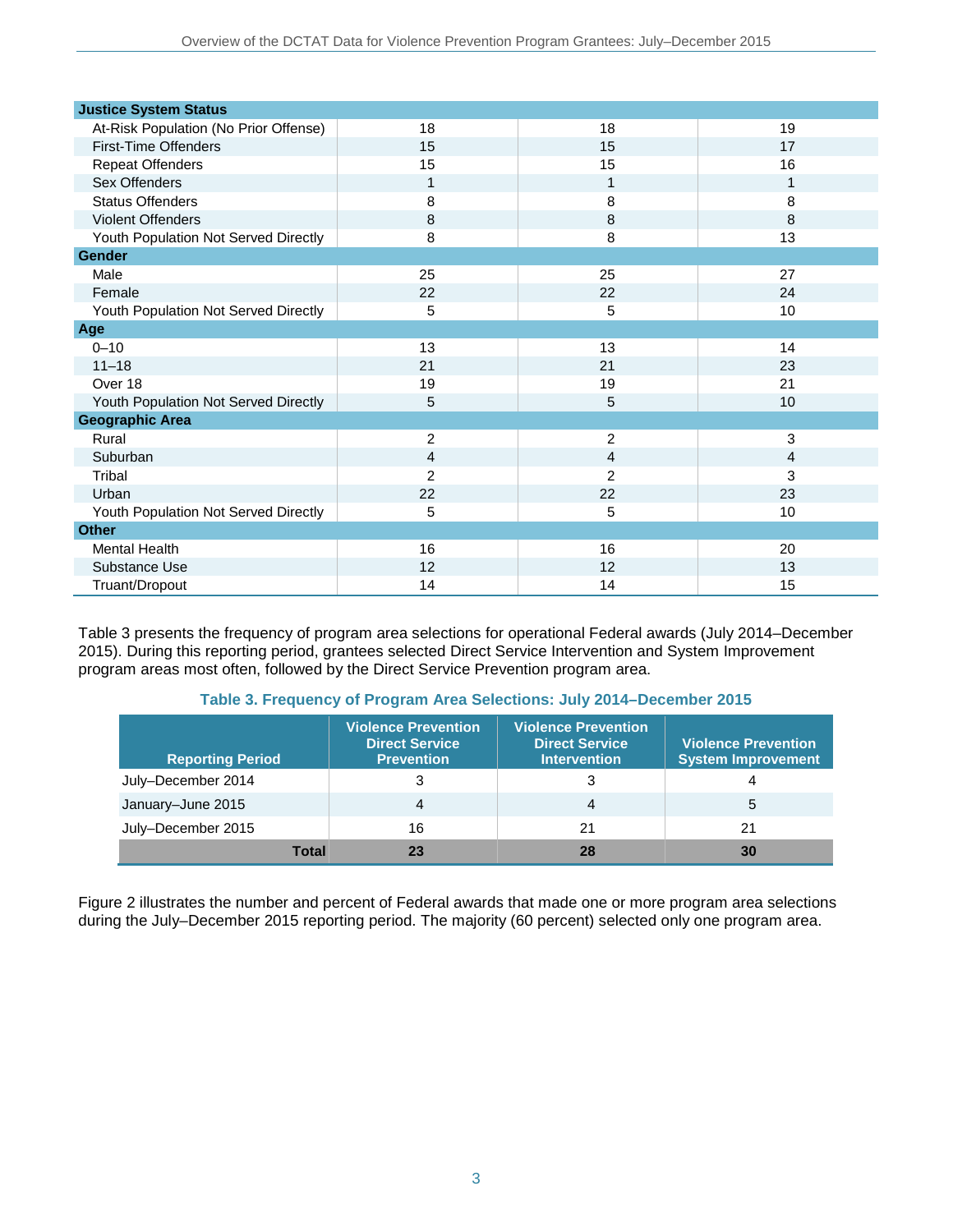| Justice System Status | | | |
|---|---|---|---|
| At-Risk Population (No Prior Offense) | 18 | 18 | 19 |
| First-Time Offenders | 15 | 15 | 17 |
| Repeat Offenders | 15 | 15 | 16 |
| Sex Offenders | 1 | 1 | 1 |
| Status Offenders | 8 | 8 | 8 |
| Violent Offenders | 8 | 8 | 8 |
| Youth Population Not Served Directly | 8 | 8 | 13 |
| **Gender** | | | |
| Male | 25 | 25 | 27 |
| Female | 22 | 22 | 24 |
| Youth Population Not Served Directly | 5 | 5 | 10 |
| **Age** | | | |
| 0–10 | 13 | 13 | 14 |
| 11–18 | 21 | 21 | 23 |
| Over 18 | 19 | 19 | 21 |
| Youth Population Not Served Directly | 5 | 5 | 10 |
| **Geographic Area** | | | |
| Rural | 2 | 2 | 3 |
| Suburban | 4 | 4 | 4 |
| Tribal | 2 | 2 | 3 |
| Urban | 22 | 22 | 23 |
| Youth Population Not Served Directly | 5 | 5 | 10 |
| **Other** | | | |
| Mental Health | 16 | 16 | 20 |
| Substance Use | 12 | 12 | 13 |
| Truant/Dropout | 14 | 14 | 15 |

Table 3 presents the frequency of program area selections for operational Federal awards (July 2014–December 2015). During this reporting period, grantees selected Direct Service Intervention and System Improvement program areas most often, followed by the Direct Service Prevention program area.

**Table 3. Frequency of Program Area Selections: July 2014–December 2015**

| Reporting Period | Violence Prevention Direct Service Prevention | Violence Prevention Direct Service Intervention | Violence Prevention System Improvement |
|---|---|---|---|
| July–December 2014 | 3 | 3 | 4 |
| January–June 2015 | 4 | 4 | 5 |
| July–December 2015 | 16 | 21 | 21 |
| **Total** | **23** | **28** | **30** |

Figure 2 illustrates the number and percent of Federal awards that made one or more program area selections during the July–December 2015 reporting period. The majority (60 percent) selected only one program area.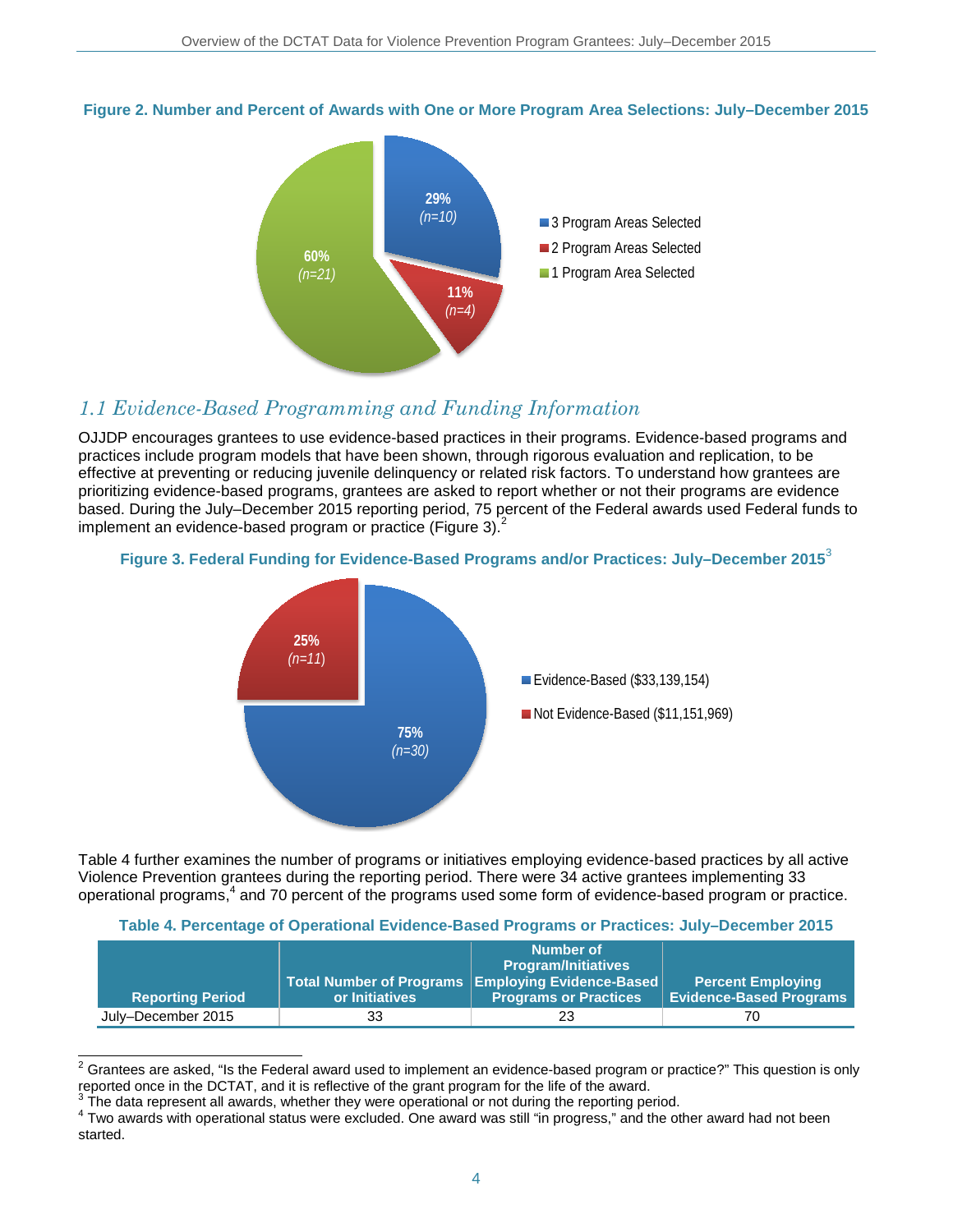**Figure 2. Number and Percent of Awards with One or More Program Area Selections: July–December 2015**

- 3 Program Areas Selected: 29% (n=10)
- 2 Program Areas Selected: 11% (n=4)
- 1 Program Area Selected: 60% (n=21)

## 1.1 Evidence-Based Programming and Funding Information

OJJDP encourages grantees to use evidence-based practices in their programs. Evidence-based programs and practices include program models that have been shown, through rigorous evaluation and replication, to be effective at preventing or reducing juvenile delinquency or related risk factors. To understand how grantees are prioritizing evidence-based programs, grantees are asked to report whether or not their programs are evidence based. During the July–December 2015 reporting period, 75 percent of the Federal awards used Federal funds to implement an evidence-based program or practice (Figure 3).[2]

**Figure 3. Federal Funding for Evidence-Based Programs and/or Practices: July–December 2015[3]**

- Evidence-Based ($33,139,154): 75% (n=30)
- Not Evidence-Based ($11,151,969): 25% (n=11)

Table 4 further examines the number of programs or initiatives employing evidence-based practices by all active Violence Prevention grantees during the reporting period. There were 34 active grantees implementing 33 operational programs,[4] and 70 percent of the programs used some form of evidence-based program or practice.

**Table 4. Percentage of Operational Evidence-Based Programs or Practices: July–December 2015**

| Reporting Period | Total Number of Programs or Initiatives | Number of Program/Initiatives Employing Evidence-Based Programs or Practices | Percent Employing Evidence-Based Programs |
|---|---|---|---|
| July–December 2015 | 33 | 23 | 70 |

[2] Grantees are asked, "Is the Federal award used to implement an evidence-based program or practice?" This question is only reported once in the DCTAT, and it is reflective of the grant program for the life of the award.

[3] The data represent all awards, whether they were operational or not during the reporting period.

[4] Two awards with operational status were excluded. One award was still "in progress," and the other award had not been started.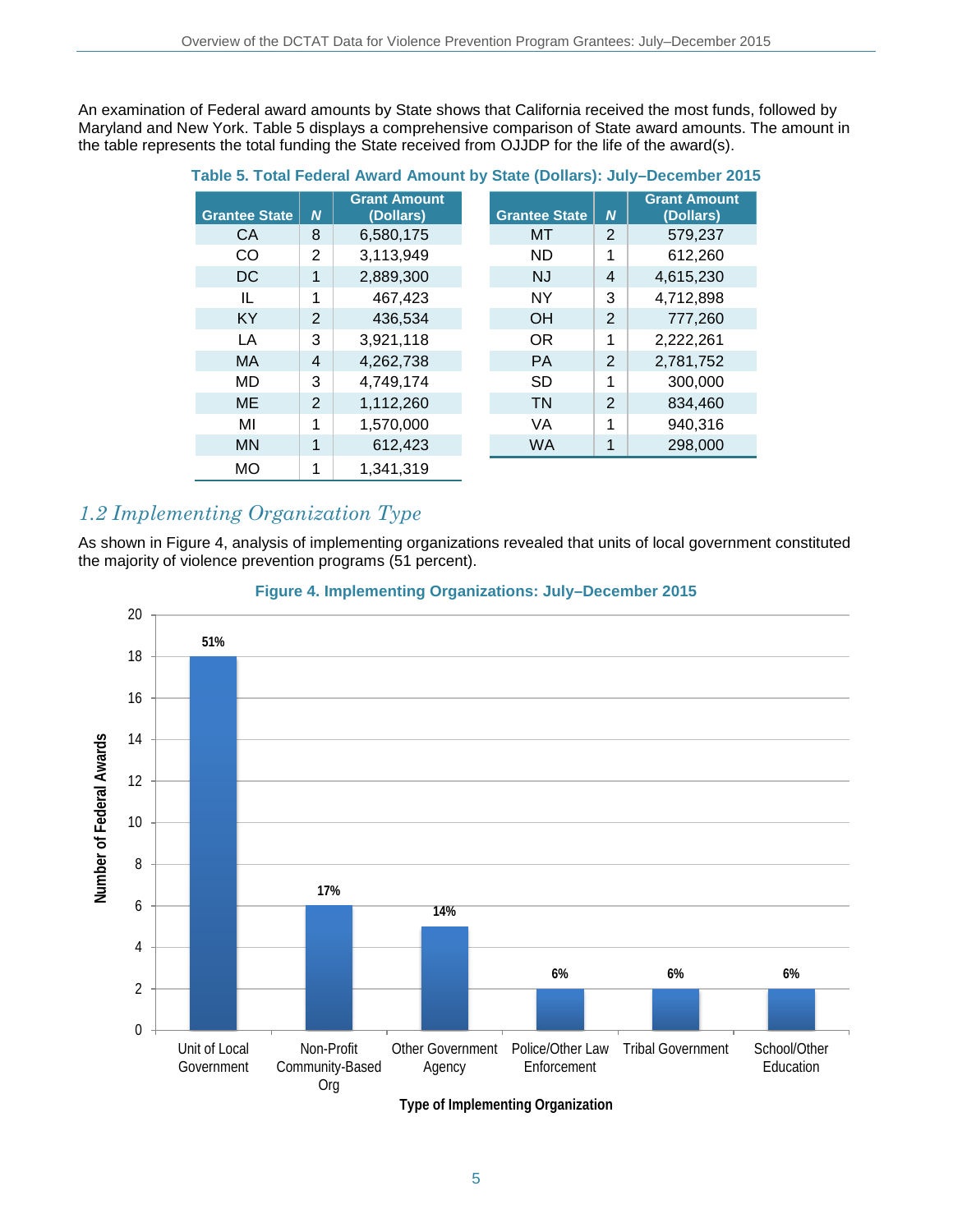An examination of Federal award amounts by State shows that California received the most funds, followed by Maryland and New York. Table 5 displays a comprehensive comparison of State award amounts. The amount in the table represents the total funding the State received from OJJDP for the life of the award(s).

**Table 5. Total Federal Award Amount by State (Dollars): July–December 2015**

| Grantee State | *N* | Grant Amount (Dollars) |
|---|---|---|
| CA | 8 | 6,580,175 |
| CO | 2 | 3,113,949 |
| DC | 1 | 2,889,300 |
| IL | 1 | 467,423 |
| KY | 2 | 436,534 |
| LA | 3 | 3,921,118 |
| MA | 4 | 4,262,738 |
| MD | 3 | 4,749,174 |
| ME | 2 | 1,112,260 |
| MI | 1 | 1,570,000 |
| MN | 1 | 612,423 |
| MO | 1 | 1,341,319 |
| MT | 2 | 579,237 |
| ND | 1 | 612,260 |
| NJ | 4 | 4,615,230 |
| NY | 3 | 4,712,898 |
| OH | 2 | 777,260 |
| OR | 1 | 2,222,261 |
| PA | 2 | 2,781,752 |
| SD | 1 | 300,000 |
| TN | 2 | 834,460 |
| VA | 1 | 940,316 |
| WA | 1 | 298,000 |

## *1.2 Implementing Organization Type*

As shown in Figure 4, analysis of implementing organizations revealed that units of local government constituted the majority of violence prevention programs (51 percent).

**Figure 4. Implementing Organizations: July–December 2015**

| Type of Implementing Organization | Number of Federal Awards | Percent |
|---|---|---|
| Unit of Local Government | 18 | 51% |
| Non-Profit Community-Based Org | 6 | 17% |
| Other Government Agency | 5 | 14% |
| Police/Other Law Enforcement | 2 | 6% |
| Tribal Government | 2 | 6% |
| School/Other Education | 2 | 6% |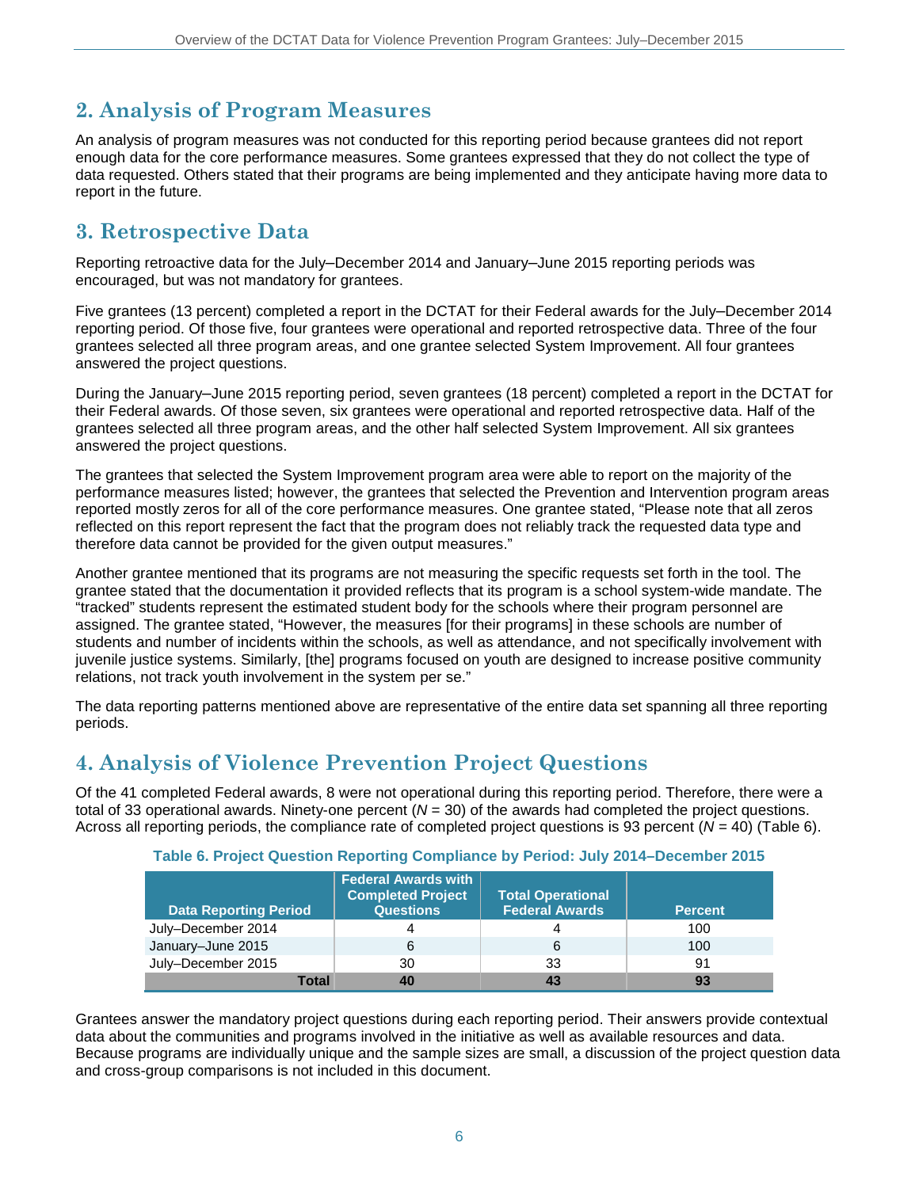## 2. Analysis of Program Measures

An analysis of program measures was not conducted for this reporting period because grantees did not report enough data for the core performance measures. Some grantees expressed that they do not collect the type of data requested. Others stated that their programs are being implemented and they anticipate having more data to report in the future.

## 3. Retrospective Data

Reporting retroactive data for the July–December 2014 and January–June 2015 reporting periods was encouraged, but was not mandatory for grantees.

Five grantees (13 percent) completed a report in the DCTAT for their Federal awards for the July–December 2014 reporting period. Of those five, four grantees were operational and reported retrospective data. Three of the four grantees selected all three program areas, and one grantee selected System Improvement. All four grantees answered the project questions.

During the January–June 2015 reporting period, seven grantees (18 percent) completed a report in the DCTAT for their Federal awards. Of those seven, six grantees were operational and reported retrospective data. Half of the grantees selected all three program areas, and the other half selected System Improvement. All six grantees answered the project questions.

The grantees that selected the System Improvement program area were able to report on the majority of the performance measures listed; however, the grantees that selected the Prevention and Intervention program areas reported mostly zeros for all of the core performance measures. One grantee stated, "Please note that all zeros reflected on this report represent the fact that the program does not reliably track the requested data type and therefore data cannot be provided for the given output measures."

Another grantee mentioned that its programs are not measuring the specific requests set forth in the tool. The grantee stated that the documentation it provided reflects that its program is a school system-wide mandate. The "tracked" students represent the estimated student body for the schools where their program personnel are assigned. The grantee stated, "However, the measures [for their programs] in these schools are number of students and number of incidents within the schools, as well as attendance, and not specifically involvement with juvenile justice systems. Similarly, [the] programs focused on youth are designed to increase positive community relations, not track youth involvement in the system per se."

The data reporting patterns mentioned above are representative of the entire data set spanning all three reporting periods.

## 4. Analysis of Violence Prevention Project Questions

Of the 41 completed Federal awards, 8 were not operational during this reporting period. Therefore, there were a total of 33 operational awards. Ninety-one percent (*N* = 30) of the awards had completed the project questions. Across all reporting periods, the compliance rate of completed project questions is 93 percent (*N* = 40) (Table 6).

**Table 6. Project Question Reporting Compliance by Period: July 2014–December 2015**

| Data Reporting Period | Federal Awards with Completed Project Questions | Total Operational Federal Awards | Percent |
|---|---|---|---|
| July–December 2014 | 4 | 4 | 100 |
| January–June 2015 | 6 | 6 | 100 |
| July–December 2015 | 30 | 33 | 91 |
| **Total** | **40** | **43** | **93** |

Grantees answer the mandatory project questions during each reporting period. Their answers provide contextual data about the communities and programs involved in the initiative as well as available resources and data. Because programs are individually unique and the sample sizes are small, a discussion of the project question data and cross-group comparisons is not included in this document.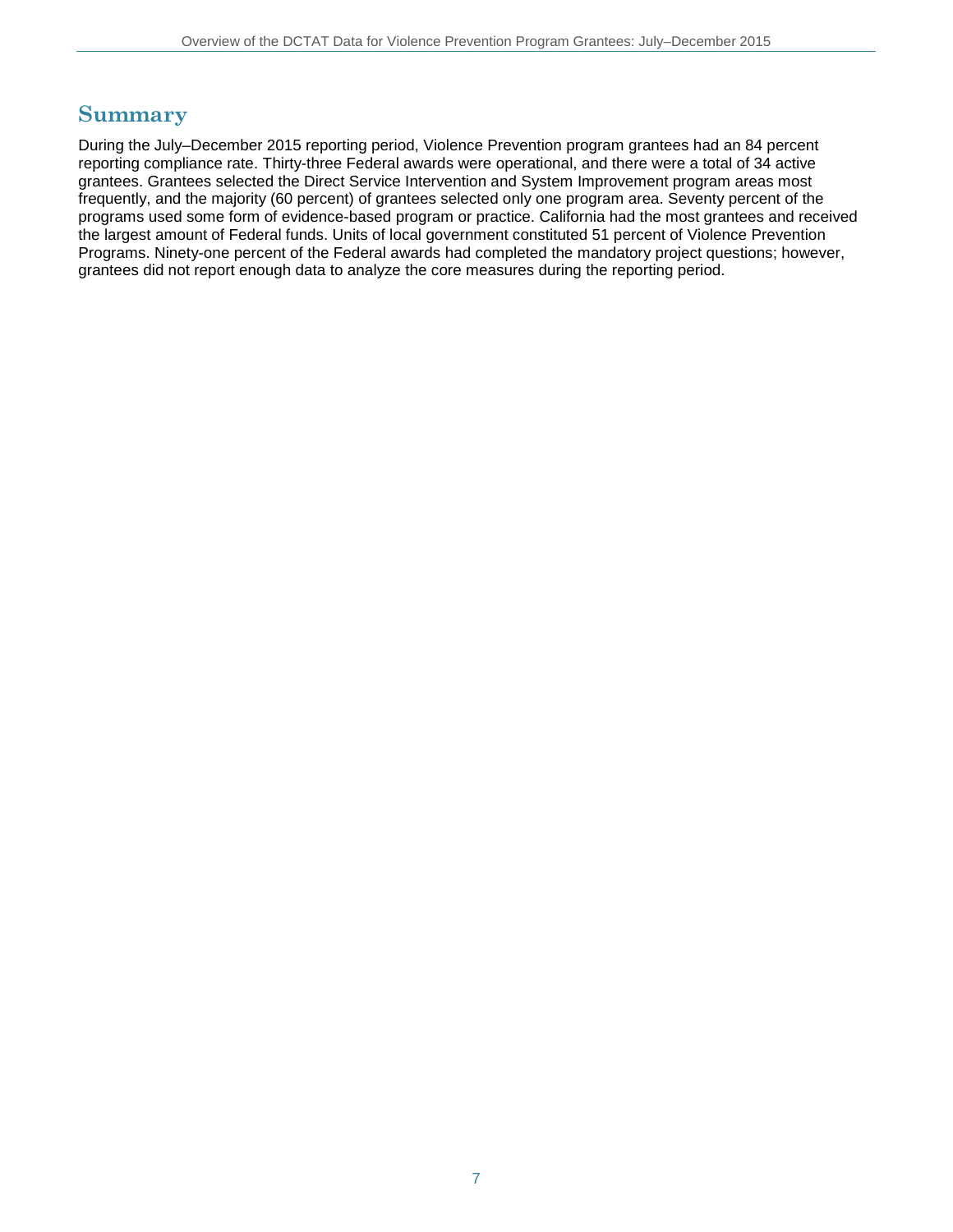## Summary

During the July–December 2015 reporting period, Violence Prevention program grantees had an 84 percent reporting compliance rate. Thirty-three Federal awards were operational, and there were a total of 34 active grantees. Grantees selected the Direct Service Intervention and System Improvement program areas most frequently, and the majority (60 percent) of grantees selected only one program area. Seventy percent of the programs used some form of evidence-based program or practice. California had the most grantees and received the largest amount of Federal funds. Units of local government constituted 51 percent of Violence Prevention Programs. Ninety-one percent of the Federal awards had completed the mandatory project questions; however, grantees did not report enough data to analyze the core measures during the reporting period.